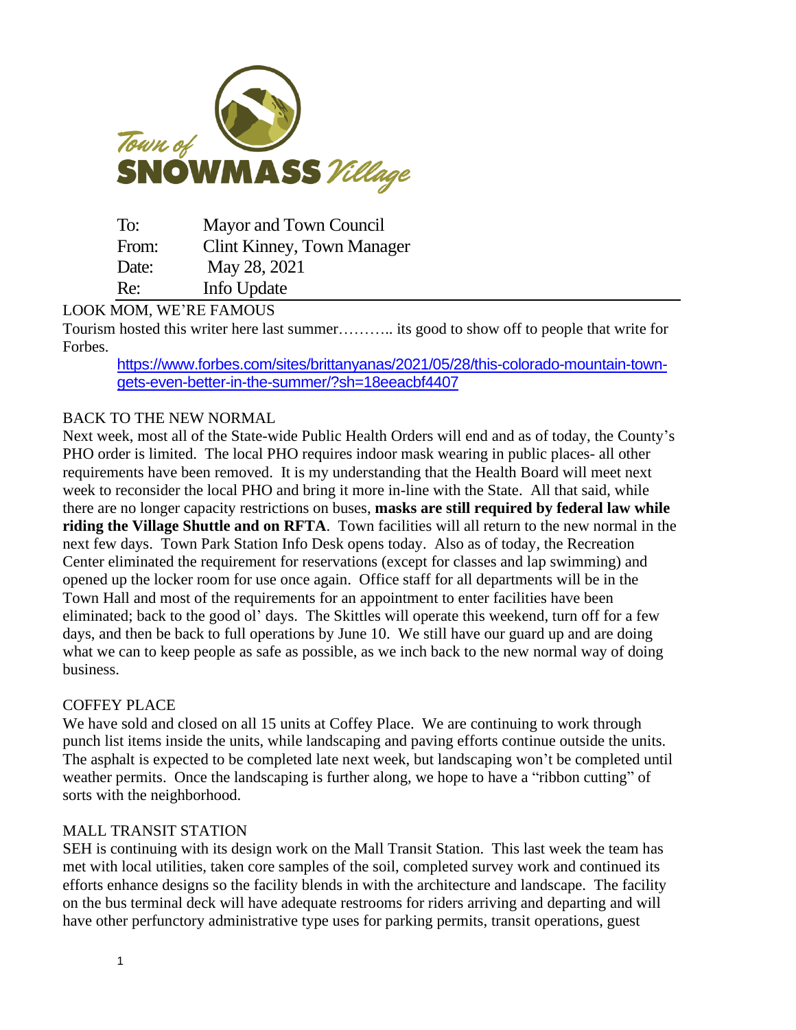To: Mayor and Town Council
From: Clint Kinney, Town Manager
Date: May 28, 2021
Re: Info Update

## LOOK MOM, WE'RE FAMOUS

Tourism hosted this writer here last summer……….. its good to show off to people that write for Forbes.

https://www.forbes.com/sites/brittanyanas/2021/05/28/this-colorado-mountain-town-gets-even-better-in-the-summer/?sh=18eeacbf4407

## BACK TO THE NEW NORMAL

Next week, most all of the State-wide Public Health Orders will end and as of today, the County's PHO order is limited. The local PHO requires indoor mask wearing in public places- all other requirements have been removed. It is my understanding that the Health Board will meet next week to reconsider the local PHO and bring it more in-line with the State. All that said, while there are no longer capacity restrictions on buses, **masks are still required by federal law while riding the Village Shuttle and on RFTA**. Town facilities will all return to the new normal in the next few days. Town Park Station Info Desk opens today. Also as of today, the Recreation Center eliminated the requirement for reservations (except for classes and lap swimming) and opened up the locker room for use once again. Office staff for all departments will be in the Town Hall and most of the requirements for an appointment to enter facilities have been eliminated; back to the good ol' days. The Skittles will operate this weekend, turn off for a few days, and then be back to full operations by June 10. We still have our guard up and are doing what we can to keep people as safe as possible, as we inch back to the new normal way of doing business.

## COFFEY PLACE

We have sold and closed on all 15 units at Coffey Place. We are continuing to work through punch list items inside the units, while landscaping and paving efforts continue outside the units. The asphalt is expected to be completed late next week, but landscaping won't be completed until weather permits. Once the landscaping is further along, we hope to have a "ribbon cutting" of sorts with the neighborhood.

## MALL TRANSIT STATION

SEH is continuing with its design work on the Mall Transit Station. This last week the team has met with local utilities, taken core samples of the soil, completed survey work and continued its efforts enhance designs so the facility blends in with the architecture and landscape. The facility on the bus terminal deck will have adequate restrooms for riders arriving and departing and will have other perfunctory administrative type uses for parking permits, transit operations, guest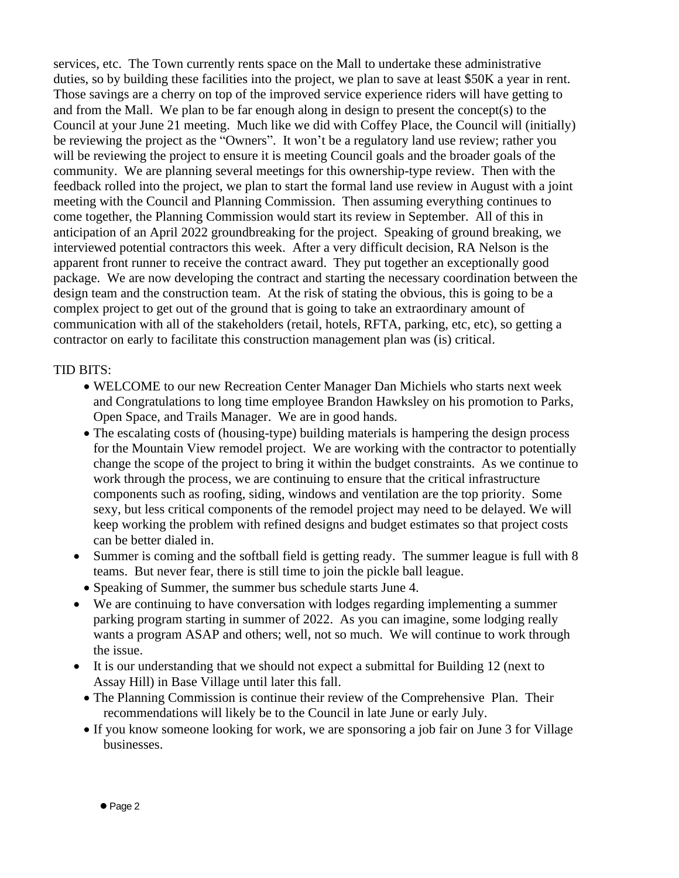services, etc. The Town currently rents space on the Mall to undertake these administrative duties, so by building these facilities into the project, we plan to save at least $50K a year in rent. Those savings are a cherry on top of the improved service experience riders will have getting to and from the Mall. We plan to be far enough along in design to present the concept(s) to the Council at your June 21 meeting. Much like we did with Coffey Place, the Council will (initially) be reviewing the project as the "Owners". It won't be a regulatory land use review; rather you will be reviewing the project to ensure it is meeting Council goals and the broader goals of the community. We are planning several meetings for this ownership-type review. Then with the feedback rolled into the project, we plan to start the formal land use review in August with a joint meeting with the Council and Planning Commission. Then assuming everything continues to come together, the Planning Commission would start its review in September. All of this in anticipation of an April 2022 groundbreaking for the project. Speaking of ground breaking, we interviewed potential contractors this week. After a very difficult decision, RA Nelson is the apparent front runner to receive the contract award. They put together an exceptionally good package. We are now developing the contract and starting the necessary coordination between the design team and the construction team. At the risk of stating the obvious, this is going to be a complex project to get out of the ground that is going to take an extraordinary amount of communication with all of the stakeholders (retail, hotels, RFTA, parking, etc, etc), so getting a contractor on early to facilitate this construction management plan was (is) critical.

TID BITS:

- WELCOME to our new Recreation Center Manager Dan Michiels who starts next week and Congratulations to long time employee Brandon Hawksley on his promotion to Parks, Open Space, and Trails Manager. We are in good hands.
- The escalating costs of (housing-type) building materials is hampering the design process for the Mountain View remodel project. We are working with the contractor to potentially change the scope of the project to bring it within the budget constraints. As we continue to work through the process, we are continuing to ensure that the critical infrastructure components such as roofing, siding, windows and ventilation are the top priority. Some sexy, but less critical components of the remodel project may need to be delayed. We will keep working the problem with refined designs and budget estimates so that project costs can be better dialed in.
- Summer is coming and the softball field is getting ready. The summer league is full with 8 teams. But never fear, there is still time to join the pickle ball league.
- Speaking of Summer, the summer bus schedule starts June 4.
- We are continuing to have conversation with lodges regarding implementing a summer parking program starting in summer of 2022. As you can imagine, some lodging really wants a program ASAP and others; well, not so much. We will continue to work through the issue.
- It is our understanding that we should not expect a submittal for Building 12 (next to Assay Hill) in Base Village until later this fall.
- The Planning Commission is continue their review of the Comprehensive Plan. Their recommendations will likely be to the Council in late June or early July.
- If you know someone looking for work, we are sponsoring a job fair on June 3 for Village businesses.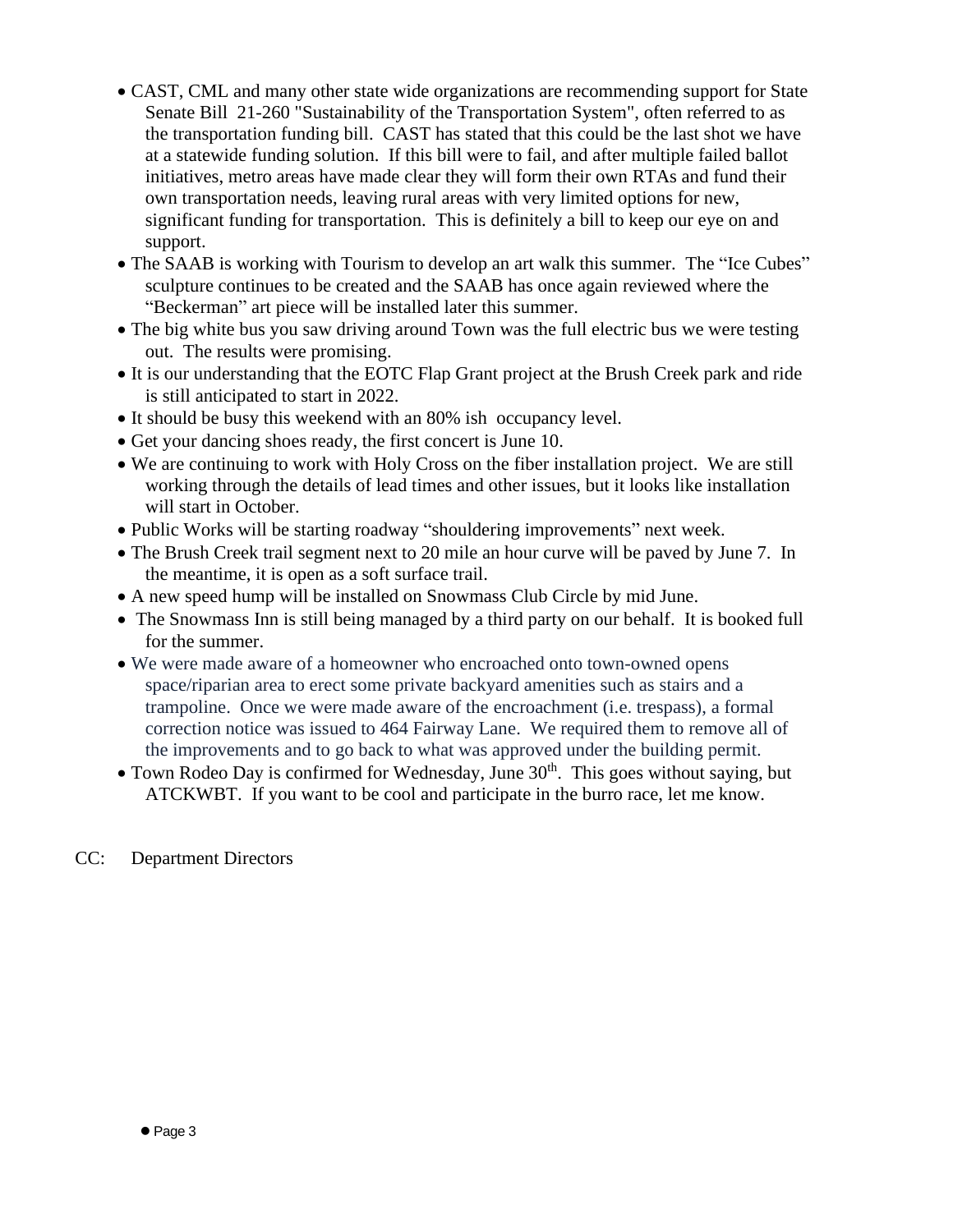- CAST, CML and many other state wide organizations are recommending support for State Senate Bill 21-260 "Sustainability of the Transportation System", often referred to as the transportation funding bill. CAST has stated that this could be the last shot we have at a statewide funding solution. If this bill were to fail, and after multiple failed ballot initiatives, metro areas have made clear they will form their own RTAs and fund their own transportation needs, leaving rural areas with very limited options for new, significant funding for transportation. This is definitely a bill to keep our eye on and support.
- The SAAB is working with Tourism to develop an art walk this summer. The "Ice Cubes" sculpture continues to be created and the SAAB has once again reviewed where the "Beckerman" art piece will be installed later this summer.
- The big white bus you saw driving around Town was the full electric bus we were testing out. The results were promising.
- It is our understanding that the EOTC Flap Grant project at the Brush Creek park and ride is still anticipated to start in 2022.
- It should be busy this weekend with an 80% ish occupancy level.
- Get your dancing shoes ready, the first concert is June 10.
- We are continuing to work with Holy Cross on the fiber installation project. We are still working through the details of lead times and other issues, but it looks like installation will start in October.
- Public Works will be starting roadway "shouldering improvements" next week.
- The Brush Creek trail segment next to 20 mile an hour curve will be paved by June 7. In the meantime, it is open as a soft surface trail.
- A new speed hump will be installed on Snowmass Club Circle by mid June.
- The Snowmass Inn is still being managed by a third party on our behalf. It is booked full for the summer.
- We were made aware of a homeowner who encroached onto town-owned opens space/riparian area to erect some private backyard amenities such as stairs and a trampoline. Once we were made aware of the encroachment (i.e. trespass), a formal correction notice was issued to 464 Fairway Lane. We required them to remove all of the improvements and to go back to what was approved under the building permit.
- Town Rodeo Day is confirmed for Wednesday, June 30th. This goes without saying, but ATCKWBT. If you want to be cool and participate in the burro race, let me know.

CC: Department Directors